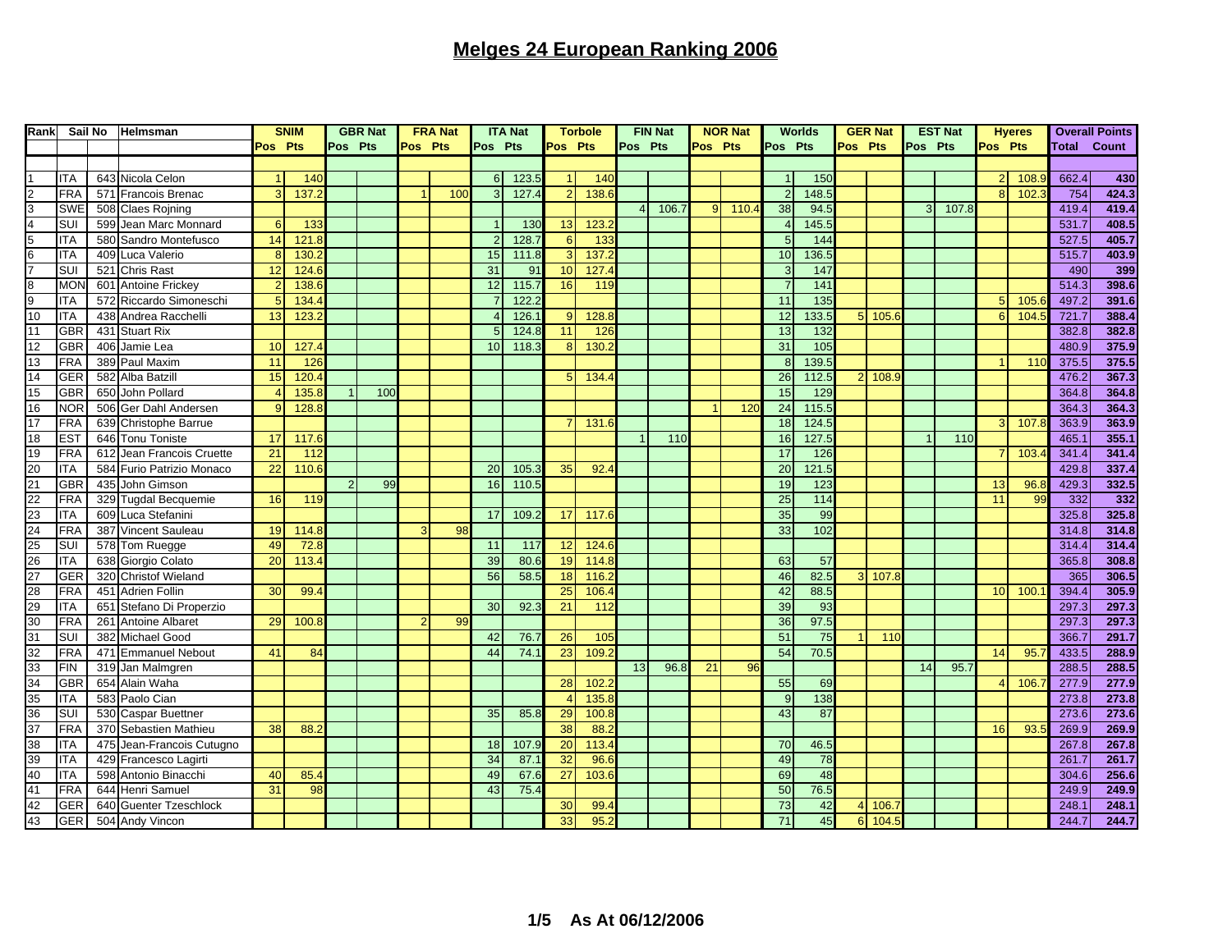# Melges 24 European Ranking 2006

| Rank | Sail No | | Helmsman | SNIM | | GBR Nat | | FRA Nat | | ITA Nat | | Torbole | | FIN Nat | | NOR Nat | | Worlds | | GER Nat | | EST Nat | | Hyeres | | Overall Points | |
|---|---|---|---|---|---|---|---|---|---|---|---|---|---|---|---|---|---|---|---|---|---|---|---|---|---|---|---|
| | | | | Pos | Pts | Pos | Pts | Pos | Pts | Pos | Pts | Pos | Pts | Pos | Pts | Pos | Pts | Pos | Pts | Pos | Pts | Pos | Pts | Pos | Pts | Total | Count |
| 1 | ITA | 643 | Nicola Celon | 1 | 140 | | | | | 6 | 123.5 | 1 | 140 | | | | | 1 | 150 | | | | | 2 | 108.9 | 662.4 | 430 |
| 2 | FRA | 571 | Francois Brenac | 3 | 137.2 | | | 1 | 100 | 3 | 127.4 | 2 | 138.6 | | | | | 2 | 148.5 | | | | | 8 | 102.3 | 754 | 424.3 |
| 3 | SWE | 508 | Claes Rojning | | | | | | | | | | | 4 | 106.7 | 9 | 110.4 | 38 | 94.5 | | | 3 | 107.8 | | | 419.4 | 419.4 |
| 4 | SUI | 599 | Jean Marc Monnard | 6 | 133 | | | | | 1 | 130 | 13 | 123.2 | | | | | 4 | 145.5 | | | | | | | 531.7 | 408.5 |
| 5 | ITA | 580 | Sandro Montefusco | 14 | 121.8 | | | | | 2 | 128.7 | 6 | 133 | | | | | 5 | 144 | | | | | | | 527.5 | 405.7 |
| 6 | ITA | 409 | Luca Valerio | 8 | 130.2 | | | | | 15 | 111.8 | 3 | 137.2 | | | | | 10 | 136.5 | | | | | | | 515.7 | 403.9 |
| 7 | SUI | 521 | Chris Rast | 12 | 124.6 | | | | | 31 | 91 | 10 | 127.4 | | | | | 3 | 147 | | | | | | | 490 | 399 |
| 8 | MON | 601 | Antoine Frickey | 2 | 138.6 | | | | | 12 | 115.7 | 16 | 119 | | | | | 7 | 141 | | | | | | | 514.3 | 398.6 |
| 9 | ITA | 572 | Riccardo Simoneschi | 5 | 134.4 | | | | | 7 | 122.2 | | | | | | | 11 | 135 | | | | | 5 | 105.6 | 497.2 | 391.6 |
| 10 | ITA | 438 | Andrea Racchelli | 13 | 123.2 | | | | | 4 | 126.1 | 9 | 128.8 | | | | | 12 | 133.5 | 5 | 105.6 | | | 6 | 104.5 | 721.7 | 388.4 |
| 11 | GBR | 431 | Stuart Rix | | | | | | | 5 | 124.8 | 11 | 126 | | | | | 13 | 132 | | | | | | | 382.8 | 382.8 |
| 12 | GBR | 406 | Jamie Lea | 10 | 127.4 | | | | | 10 | 118.3 | 8 | 130.2 | | | | | 31 | 105 | | | | | | | 480.9 | 375.9 |
| 13 | FRA | 389 | Paul Maxim | 11 | 126 | | | | | | | | | | | | | 8 | 139.5 | | | | | 1 | 110 | 375.5 | 375.5 |
| 14 | GER | 582 | Alba Batzill | 15 | 120.4 | | | | | | | 5 | 134.4 | | | | | 26 | 112.5 | 2 | 108.9 | | | | | 476.2 | 367.3 |
| 15 | GBR | 650 | John Pollard | 4 | 135.8 | 1 | 100 | | | | | | | | | | | 15 | 129 | | | | | | | 364.8 | 364.8 |
| 16 | NOR | 506 | Ger Dahl Andersen | 9 | 128.8 | | | | | | | | | | | 1 | 120 | 24 | 115.5 | | | | | | | 364.3 | 364.3 |
| 17 | FRA | 639 | Christophe Barrue | | | | | | | | | 7 | 131.6 | | | | | 18 | 124.5 | | | | | 3 | 107.8 | 363.9 | 363.9 |
| 18 | EST | 646 | Tonu Toniste | 17 | 117.6 | | | | | | | | | 1 | 110 | | | 16 | 127.5 | | | 1 | 110 | | | 465.1 | 355.1 |
| 19 | FRA | 612 | Jean Francois Cruette | 21 | 112 | | | | | | | | | | | | | 17 | 126 | | | | | 7 | 103.4 | 341.4 | 341.4 |
| 20 | ITA | 584 | Furio Patrizio Monaco | 22 | 110.6 | | | | | 20 | 105.3 | 35 | 92.4 | | | | | 20 | 121.5 | | | | | | | 429.8 | 337.4 |
| 21 | GBR | 435 | John Gimson | | | 2 | 99 | | | 16 | 110.5 | | | | | | | 19 | 123 | | | | | 13 | 96.8 | 429.3 | 332.5 |
| 22 | FRA | 329 | Tugdal Becquemie | 16 | 119 | | | | | | | | | | | | | 25 | 114 | | | | | 11 | 99 | 332 | 332 |
| 23 | ITA | 609 | Luca Stefanini | | | | | | | 17 | 109.2 | 17 | 117.6 | | | | | 35 | 99 | | | | | | | 325.8 | 325.8 |
| 24 | FRA | 387 | Vincent Sauleau | 19 | 114.8 | | | 3 | 98 | | | | | | | | | 33 | 102 | | | | | | | 314.8 | 314.8 |
| 25 | SUI | 578 | Tom Ruegge | 49 | 72.8 | | | | | 11 | 117 | 12 | 124.6 | | | | | | | | | | | | | 314.4 | 314.4 |
| 26 | ITA | 638 | Giorgio Colato | 20 | 113.4 | | | | | 39 | 80.6 | 19 | 114.8 | | | | | 63 | 57 | | | | | | | 365.8 | 308.8 |
| 27 | GER | 320 | Christof Wieland | | | | | | | 56 | 58.5 | 18 | 116.2 | | | | | 46 | 82.5 | 3 | 107.8 | | | | | 365 | 306.5 |
| 28 | FRA | 451 | Adrien Follin | 30 | 99.4 | | | | | | | 25 | 106.4 | | | | | 42 | 88.5 | | | | | 10 | 100.1 | 394.4 | 305.9 |
| 29 | ITA | 651 | Stefano Di Properzio | | | | | | | 30 | 92.3 | 21 | 112 | | | | | 39 | 93 | | | | | | | 297.3 | 297.3 |
| 30 | FRA | 261 | Antoine Albaret | 29 | 100.8 | | | 2 | 99 | | | | | | | | | 36 | 97.5 | | | | | | | 297.3 | 297.3 |
| 31 | SUI | 382 | Michael Good | | | | | | | 42 | 76.7 | 26 | 105 | | | | | 51 | 75 | 1 | 110 | | | | | 366.7 | 291.7 |
| 32 | FRA | 471 | Emmanuel Nebout | 41 | 84 | | | | | 44 | 74.1 | 23 | 109.2 | | | | | 54 | 70.5 | | | | | 14 | 95.7 | 433.5 | 288.9 |
| 33 | FIN | 319 | Jan Malmgren | | | | | | | | | | | 13 | 96.8 | 21 | 96 | | | | | 14 | 95.7 | | | 288.5 | 288.5 |
| 34 | GBR | 654 | Alain Waha | | | | | | | | | 28 | 102.2 | | | | | 55 | 69 | | | | | 4 | 106.7 | 277.9 | 277.9 |
| 35 | ITA | 583 | Paolo Cian | | | | | | | | | 4 | 135.8 | | | | | 9 | 138 | | | | | | | 273.8 | 273.8 |
| 36 | SUI | 530 | Caspar Buettner | | | | | | | 35 | 85.8 | 29 | 100.8 | | | | | 43 | 87 | | | | | | | 273.6 | 273.6 |
| 37 | FRA | 370 | Sebastien Mathieu | 38 | 88.2 | | | | | | | 38 | 88.2 | | | | | | | | | | | 16 | 93.5 | 269.9 | 269.9 |
| 38 | ITA | 475 | Jean-Francois Cutugno | | | | | | | 18 | 107.9 | 20 | 113.4 | | | | | 70 | 46.5 | | | | | | | 267.8 | 267.8 |
| 39 | ITA | 429 | Francesco Lagirti | | | | | | | 34 | 87.1 | 32 | 96.6 | | | | | 49 | 78 | | | | | | | 261.7 | 261.7 |
| 40 | ITA | 598 | Antonio Binacchi | 40 | 85.4 | | | | | 49 | 67.6 | 27 | 103.6 | | | | | 69 | 48 | | | | | | | 304.6 | 256.6 |
| 41 | FRA | 644 | Henri Samuel | 31 | 98 | | | | | 43 | 75.4 | | | | | | | 50 | 76.5 | | | | | | | 249.9 | 249.9 |
| 42 | GER | 640 | Guenter Tzeschlock | | | | | | | | | 30 | 99.4 | | | | | 73 | 42 | 4 | 106.7 | | | | | 248.1 | 248.1 |
| 43 | GER | 504 | Andy Vincon | | | | | | | | | 33 | 95.2 | | | | | 71 | 45 | 6 | 104.5 | | | | | 244.7 | 244.7 |

As At 06/12/2006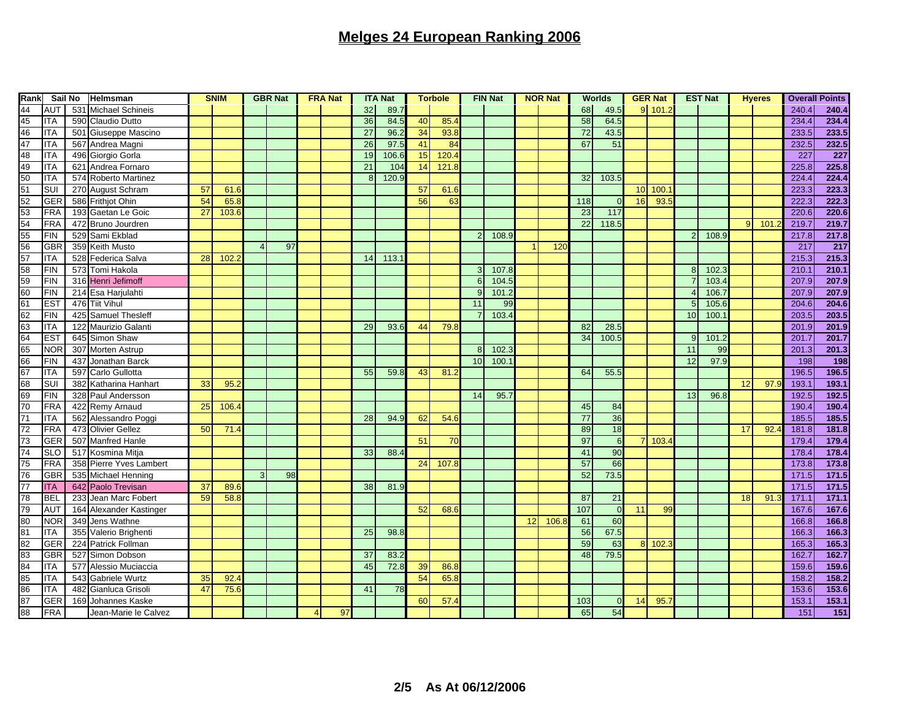# Melges 24 European Ranking 2006

| Rank | Sail No | | Helmsman | SNIM | | GBR Nat | | FRA Nat | | ITA Nat | | Torbole | | FIN Nat | | NOR Nat | | Worlds | | GER Nat | | EST Nat | | Hyeres | | Overall Points | |
|---|---|---|---|---|---|---|---|---|---|---|---|---|---|---|---|---|---|---|---|---|---|---|---|---|---|---|---|
| 44 | AUT | 531 | Michael Schineis | | | | | | | 32 | 89.7 | | | | | | | 68 | 49.5 | 9 | 101.2 | | | | | 240.4 | 240.4 |
| 45 | ITA | 590 | Claudio Dutto | | | | | | | 36 | 84.5 | 40 | 85.4 | | | | | 58 | 64.5 | | | | | | | 234.4 | 234.4 |
| 46 | ITA | 501 | Giuseppe Mascino | | | | | | | 27 | 96.2 | 34 | 93.8 | | | | | 72 | 43.5 | | | | | | | 233.5 | 233.5 |
| 47 | ITA | 567 | Andrea Magni | | | | | | | 26 | 97.5 | 41 | 84 | | | | | 67 | 51 | | | | | | | 232.5 | 232.5 |
| 48 | ITA | 496 | Giorgio Gorla | | | | | | | 19 | 106.6 | 15 | 120.4 | | | | | | | | | | | | | 227 | 227 |
| 49 | ITA | 621 | Andrea Fornaro | | | | | | | 21 | 104 | 14 | 121.8 | | | | | | | | | | | | | 225.8 | 225.8 |
| 50 | ITA | 574 | Roberto Martinez | | | | | | | 8 | 120.9 | | | | | | | 32 | 103.5 | | | | | | | 224.4 | 224.4 |
| 51 | SUI | 270 | August Schram | 57 | 61.6 | | | | | | | 57 | 61.6 | | | | | | | 10 | 100.1 | | | | | 223.3 | 223.3 |
| 52 | GER | 586 | Frithjot Ohin | 54 | 65.8 | | | | | | | 56 | 63 | | | | | 118 | 0 | 16 | 93.5 | | | | | 222.3 | 222.3 |
| 53 | FRA | 193 | Gaetan Le Goic | 27 | 103.6 | | | | | | | | | | | | | 23 | 117 | | | | | | | 220.6 | 220.6 |
| 54 | FRA | 472 | Bruno Jourdren | | | | | | | | | | | | | | | 22 | 118.5 | | | | | 9 | 101.2 | 219.7 | 219.7 |
| 55 | FIN | 529 | Sami Ekblad | | | | | | | | | | | 2 | 108.9 | | | | | | | 2 | 108.9 | | | 217.8 | 217.8 |
| 56 | GBR | 359 | Keith Musto | | | 4 | 97 | | | | | | | | | 1 | 120 | | | | | | | | | 217 | 217 |
| 57 | ITA | 528 | Federica Salva | 28 | 102.2 | | | | | 14 | 113.1 | | | | | | | | | | | | | | | 215.3 | 215.3 |
| 58 | FIN | 573 | Tomi Hakola | | | | | | | | | | | 3 | 107.8 | | | | | | | 8 | 102.3 | | | 210.1 | 210.1 |
| 59 | FIN | 316 | Henri Jefimoff | | | | | | | | | | | 6 | 104.5 | | | | | | | 7 | 103.4 | | | 207.9 | 207.9 |
| 60 | FIN | 214 | Esa Harjulahti | | | | | | | | | | | 9 | 101.2 | | | | | | | 4 | 106.7 | | | 207.9 | 207.9 |
| 61 | EST | 476 | Tiit Vihul | | | | | | | | | | | 11 | 99 | | | | | | | 5 | 105.6 | | | 204.6 | 204.6 |
| 62 | FIN | 425 | Samuel Thesleff | | | | | | | | | | | 7 | 103.4 | | | | | | | 10 | 100.1 | | | 203.5 | 203.5 |
| 63 | ITA | 122 | Maurizio Galanti | | | | | | | 29 | 93.6 | 44 | 79.8 | | | | | 82 | 28.5 | | | | | | | 201.9 | 201.9 |
| 64 | EST | 645 | Simon Shaw | | | | | | | | | | | | | | | 34 | 100.5 | | | 9 | 101.2 | | | 201.7 | 201.7 |
| 65 | NOR | 307 | Morten Astrup | | | | | | | | | | | 8 | 102.3 | | | | | | | 11 | 99 | | | 201.3 | 201.3 |
| 66 | FIN | 437 | Jonathan Barck | | | | | | | | | | | 10 | 100.1 | | | | | | | 12 | 97.9 | | | 198 | 198 |
| 67 | ITA | 597 | Carlo Gullotta | | | | | | | 55 | 59.8 | 43 | 81.2 | | | | | 64 | 55.5 | | | | | | | 196.5 | 196.5 |
| 68 | SUI | 382 | Katharina Hanhart | 33 | 95.2 | | | | | | | | | | | | | | | | | | | 12 | 97.9 | 193.1 | 193.1 |
| 69 | FIN | 328 | Paul Andersson | | | | | | | | | | | 14 | 95.7 | | | | | | | 13 | 96.8 | | | 192.5 | 192.5 |
| 70 | FRA | 422 | Remy Arnaud | 25 | 106.4 | | | | | | | | | | | | | 45 | 84 | | | | | | | 190.4 | 190.4 |
| 71 | ITA | 562 | Alessandro Poggi | | | | | | | 28 | 94.9 | 62 | 54.6 | | | | | 77 | 36 | | | | | | | 185.5 | 185.5 |
| 72 | FRA | 473 | Olivier Gellez | 50 | 71.4 | | | | | | | | | | | | | 89 | 18 | | | | | 17 | 92.4 | 181.8 | 181.8 |
| 73 | GER | 507 | Manfred Hanle | | | | | | | | | 51 | 70 | | | | | 97 | 6 | 7 | 103.4 | | | | | 179.4 | 179.4 |
| 74 | SLO | 517 | Kosmina Mitja | | | | | | | 33 | 88.4 | | | | | | | 41 | 90 | | | | | | | 178.4 | 178.4 |
| 75 | FRA | 358 | Pierre Yves Lambert | | | | | | | | | 24 | 107.8 | | | | | 57 | 66 | | | | | | | 173.8 | 173.8 |
| 76 | GBR | 535 | Michael Henning | | | 3 | 98 | | | | | | | | | | | 52 | 73.5 | | | | | | | 171.5 | 171.5 |
| 77 | ITA | 642 | Paolo Trevisan | 37 | 89.6 | | | | | 38 | 81.9 | | | | | | | | | | | | | | | 171.5 | 171.5 |
| 78 | BEL | 233 | Jean Marc Fobert | 59 | 58.8 | | | | | | | | | | | | | 87 | 21 | | | | | 18 | 91.3 | 171.1 | 171.1 |
| 79 | AUT | 164 | Alexander Kastinger | | | | | | | | | 52 | 68.6 | | | | | 107 | 0 | 11 | 99 | | | | | 167.6 | 167.6 |
| 80 | NOR | 349 | Jens Wathne | | | | | | | | | | | | | 12 | 106.8 | 61 | 60 | | | | | | | 166.8 | 166.8 |
| 81 | ITA | 355 | Valerio Brighenti | | | | | | | 25 | 98.8 | | | | | | | 56 | 67.5 | | | | | | | 166.3 | 166.3 |
| 82 | GER | 224 | Patrick Follman | | | | | | | | | | | | | | | 59 | 63 | 8 | 102.3 | | | | | 165.3 | 165.3 |
| 83 | GBR | 527 | Simon Dobson | | | | | | | 37 | 83.2 | | | | | | | 48 | 79.5 | | | | | | | 162.7 | 162.7 |
| 84 | ITA | 577 | Alessio Muciaccia | | | | | | | 45 | 72.8 | 39 | 86.8 | | | | | | | | | | | | | 159.6 | 159.6 |
| 85 | ITA | 543 | Gabriele Wurtz | 35 | 92.4 | | | | | | | 54 | 65.8 | | | | | | | | | | | | | 158.2 | 158.2 |
| 86 | ITA | 482 | Gianluca Grisoli | 47 | 75.6 | | | | | 41 | 78 | | | | | | | | | | | | | | | 153.6 | 153.6 |
| 87 | GER | 169 | Johannes Kaske | | | | | | | | | 60 | 57.4 | | | | | 103 | 0 | 14 | 95.7 | | | | | 153.1 | 153.1 |
| 88 | FRA | | Jean-Marie le Calvez | | | | | 4 | 97 | | | | | | | | | 65 | 54 | | | | | | | 151 | 151 |

As At 06/12/2006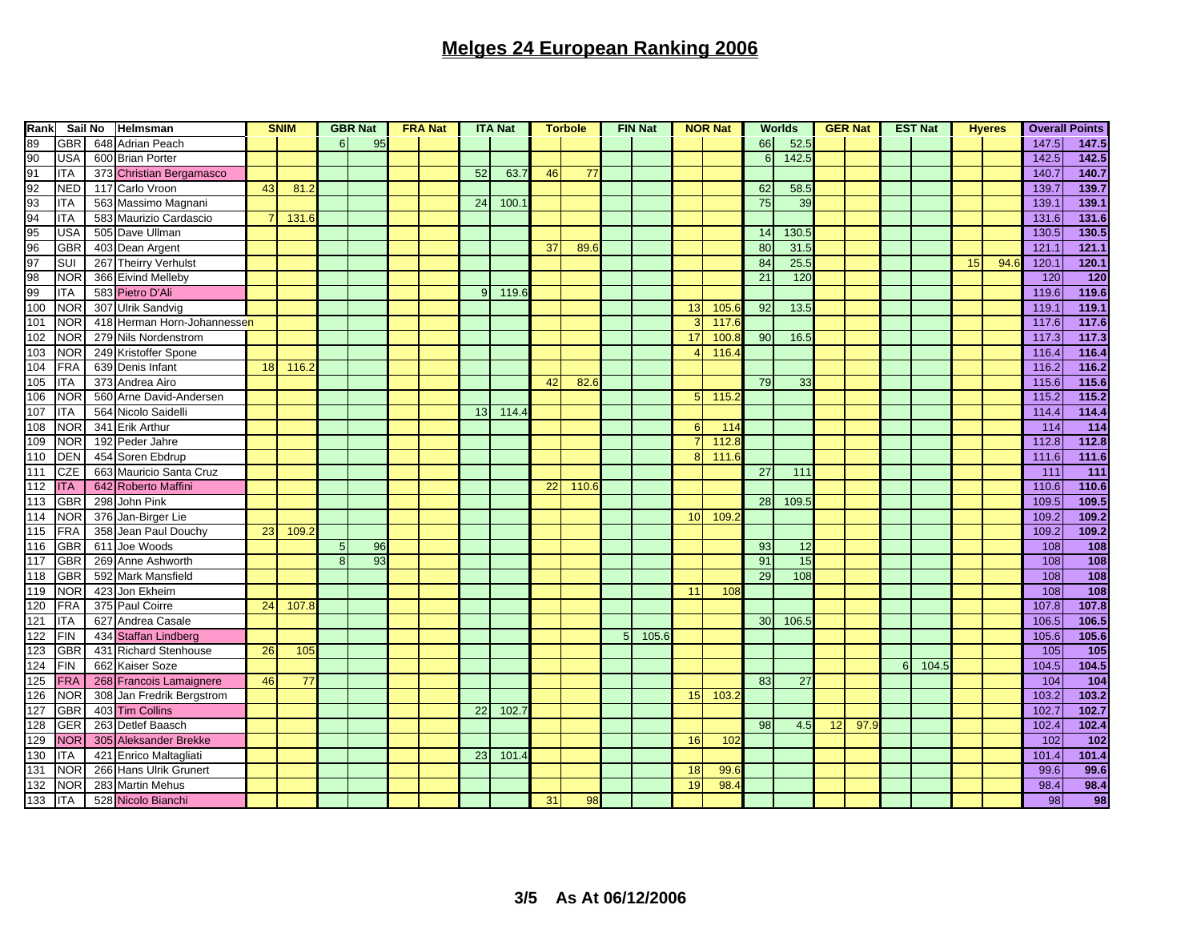# Melges 24 European Ranking 2006

| Rank | Sail No | | Helmsman | SNIM | | GBR Nat | | FRA Nat | | ITA Nat | | Torbole | | FIN Nat | | NOR Nat | | Worlds | | GER Nat | | EST Nat | | Hyeres | | Overall Points | |
|---|---|---|---|---|---|---|---|---|---|---|---|---|---|---|---|---|---|---|---|---|---|---|---|---|---|---|---|
| 89 | GBR | 648 | Adrian Peach | | | 6 | 95 | | | | | | | | | | | 66 | 52.5 | | | | | | | 147.5 | **147.5** |
| 90 | USA | 600 | Brian Porter | | | | | | | | | | | | | | | 6 | 142.5 | | | | | | | 142.5 | **142.5** |
| 91 | ITA | 373 | Christian Bergamasco | | | | | | | 52 | 63.7 | 46 | 77 | | | | | | | | | | | | | 140.7 | **140.7** |
| 92 | NED | 117 | Carlo Vroon | 43 | 81.2 | | | | | | | | | | | | | 62 | 58.5 | | | | | | | 139.7 | **139.7** |
| 93 | ITA | 563 | Massimo Magnani | | | | | | | 24 | 100.1 | | | | | | | 75 | 39 | | | | | | | 139.1 | **139.1** |
| 94 | ITA | 583 | Maurizio Cardascio | 7 | 131.6 | | | | | | | | | | | | | | | | | | | | | 131.6 | **131.6** |
| 95 | USA | 505 | Dave Ullman | | | | | | | | | | | | | | | 14 | 130.5 | | | | | | | 130.5 | **130.5** |
| 96 | GBR | 403 | Dean Argent | | | | | | | | | 37 | 89.6 | | | | | 80 | 31.5 | | | | | | | 121.1 | **121.1** |
| 97 | SUI | 267 | Theirry Verhulst | | | | | | | | | | | | | | | 84 | 25.5 | | | | | 15 | 94.6 | 120.1 | **120.1** |
| 98 | NOR | 366 | Eivind Melleby | | | | | | | | | | | | | | | 21 | 120 | | | | | | | 120 | **120** |
| 99 | ITA | 583 | Pietro D'Ali | | | | | | | 9 | 119.6 | | | | | | | | | | | | | | | 119.6 | **119.6** |
| 100 | NOR | 307 | Ulrik Sandvig | | | | | | | | | | | | | 13 | 105.6 | 92 | 13.5 | | | | | | | 119.1 | **119.1** |
| 101 | NOR | 418 | Herman Horn-Johannessen | | | | | | | | | | | | | 3 | 117.6 | | | | | | | | | 117.6 | **117.6** |
| 102 | NOR | 279 | Nils Nordenstrom | | | | | | | | | | | | | 17 | 100.8 | 90 | 16.5 | | | | | | | 117.3 | **117.3** |
| 103 | NOR | 249 | Kristoffer Spone | | | | | | | | | | | | | 4 | 116.4 | | | | | | | | | 116.4 | **116.4** |
| 104 | FRA | 639 | Denis Infant | 18 | 116.2 | | | | | | | | | | | | | | | | | | | | | 116.2 | **116.2** |
| 105 | ITA | 373 | Andrea Airo | | | | | | | | | 42 | 82.6 | | | | | 79 | 33 | | | | | | | 115.6 | **115.6** |
| 106 | NOR | 560 | Arne David-Andersen | | | | | | | | | | | | | 5 | 115.2 | | | | | | | | | 115.2 | **115.2** |
| 107 | ITA | 564 | Nicolo Saidelli | | | | | | | 13 | 114.4 | | | | | | | | | | | | | | | 114.4 | **114.4** |
| 108 | NOR | 341 | Erik Arthur | | | | | | | | | | | | | 6 | 114 | | | | | | | | | 114 | **114** |
| 109 | NOR | 192 | Peder Jahre | | | | | | | | | | | | | 7 | 112.8 | | | | | | | | | 112.8 | **112.8** |
| 110 | DEN | 454 | Soren Ebdrup | | | | | | | | | | | | | 8 | 111.6 | | | | | | | | | 111.6 | **111.6** |
| 111 | CZE | 663 | Mauricio Santa Cruz | | | | | | | | | | | | | | | 27 | 111 | | | | | | | 111 | **111** |
| 112 | ITA | 642 | Roberto Maffini | | | | | | | | | 22 | 110.6 | | | | | | | | | | | | | 110.6 | **110.6** |
| 113 | GBR | 298 | John Pink | | | | | | | | | | | | | | | 28 | 109.5 | | | | | | | 109.5 | **109.5** |
| 114 | NOR | 376 | Jan-Birger Lie | | | | | | | | | | | | | 10 | 109.2 | | | | | | | | | 109.2 | **109.2** |
| 115 | FRA | 358 | Jean Paul Douchy | 23 | 109.2 | | | | | | | | | | | | | | | | | | | | | 109.2 | **109.2** |
| 116 | GBR | 611 | Joe Woods | | | 5 | 96 | | | | | | | | | | | 93 | 12 | | | | | | | 108 | **108** |
| 117 | GBR | 269 | Anne Ashworth | | | 8 | 93 | | | | | | | | | | | 91 | 15 | | | | | | | 108 | **108** |
| 118 | GBR | 592 | Mark Mansfield | | | | | | | | | | | | | | | 29 | 108 | | | | | | | 108 | **108** |
| 119 | NOR | 423 | Jon Ekheim | | | | | | | | | | | | | 11 | 108 | | | | | | | | | 108 | **108** |
| 120 | FRA | 375 | Paul Coirre | 24 | 107.8 | | | | | | | | | | | | | | | | | | | | | 107.8 | **107.8** |
| 121 | ITA | 627 | Andrea Casale | | | | | | | | | | | | | | | 30 | 106.5 | | | | | | | 106.5 | **106.5** |
| 122 | FIN | 434 | Staffan Lindberg | | | | | | | | | | | 5 | 105.6 | | | | | | | | | | | 105.6 | **105.6** |
| 123 | GBR | 431 | Richard Stenhouse | 26 | 105 | | | | | | | | | | | | | | | | | | | | | 105 | **105** |
| 124 | FIN | 662 | Kaiser Soze | | | | | | | | | | | | | | | | | | | 6 | 104.5 | | | 104.5 | **104.5** |
| 125 | FRA | 268 | Francois Lamaignere | 46 | 77 | | | | | | | | | | | | | 83 | 27 | | | | | | | 104 | **104** |
| 126 | NOR | 308 | Jan Fredrik Bergstrom | | | | | | | | | | | | | 15 | 103.2 | | | | | | | | | 103.2 | **103.2** |
| 127 | GBR | 403 | Tim Collins | | | | | | | 22 | 102.7 | | | | | | | | | | | | | | | 102.7 | **102.7** |
| 128 | GER | 263 | Detlef Baasch | | | | | | | | | | | | | | | 98 | 4.5 | 12 | 97.9 | | | | | 102.4 | **102.4** |
| 129 | NOR | 305 | Aleksander Brekke | | | | | | | | | | | | | 16 | 102 | | | | | | | | | 102 | **102** |
| 130 | ITA | 421 | Enrico Maltagliati | | | | | | | 23 | 101.4 | | | | | | | | | | | | | | | 101.4 | **101.4** |
| 131 | NOR | 266 | Hans Ulrik Grunert | | | | | | | | | | | | | 18 | 99.6 | | | | | | | | | 99.6 | **99.6** |
| 132 | NOR | 283 | Martin Mehus | | | | | | | | | | | | | 19 | 98.4 | | | | | | | | | 98.4 | **98.4** |
| 133 | ITA | 528 | Nicolo Bianchi | | | | | | | | | 31 | 98 | | | | | | | | | | | | | 98 | **98** |

**3/5 As At 06/12/2006**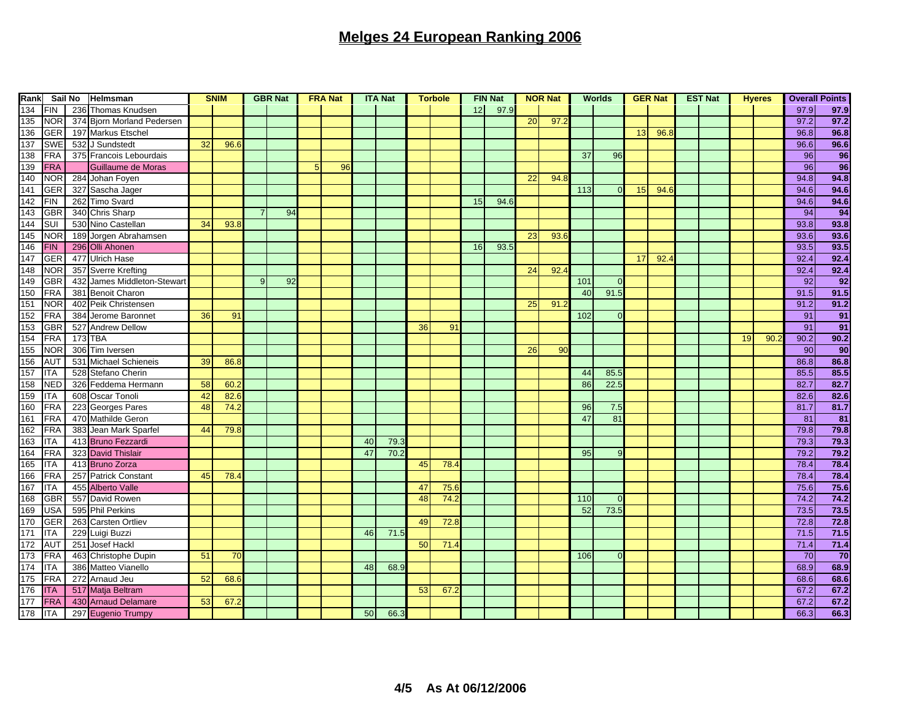# Melges 24 European Ranking 2006

| Rank | Sail No | | Helmsman | SNIM | | GBR Nat | | FRA Nat | | ITA Nat | | Torbole | | FIN Nat | | NOR Nat | | Worlds | | GER Nat | | EST Nat | | Hyeres | | Overall Points | |
|---|---|---|---|---|---|---|---|---|---|---|---|---|---|---|---|---|---|---|---|---|---|---|---|---|---|---|---|
| 134 | FIN | 236 | Thomas Knudsen | | | | | | | | | | | 12 | 97.9 | | | | | | | | | | | 97.9 | 97.9 |
| 135 | NOR | 374 | Bjorn Morland Pedersen | | | | | | | | | | | | | 20 | 97.2 | | | | | | | | | 97.2 | 97.2 |
| 136 | GER | 197 | Markus Etschel | | | | | | | | | | | | | | | | | 13 | 96.8 | | | | | 96.8 | 96.8 |
| 137 | SWE | 532 | J Sundstedt | 32 | 96.6 | | | | | | | | | | | | | | | | | | | | | 96.6 | 96.6 |
| 138 | FRA | 375 | Francois Lebourdais | | | | | | | | | | | | | | | 37 | 96 | | | | | | | 96 | 96 |
| 139 | FRA | | Guillaume de Moras | | | | | 5 | 96 | | | | | | | | | | | | | | | | | 96 | 96 |
| 140 | NOR | 284 | Johan Foyen | | | | | | | | | | | | | 22 | 94.8 | | | | | | | | | 94.8 | 94.8 |
| 141 | GER | 327 | Sascha Jager | | | | | | | | | | | | | | | 113 | 0 | 15 | 94.6 | | | | | 94.6 | 94.6 |
| 142 | FIN | 262 | Timo Svard | | | | | | | | | | | 15 | 94.6 | | | | | | | | | | | 94.6 | 94.6 |
| 143 | GBR | 340 | Chris Sharp | | | 7 | 94 | | | | | | | | | | | | | | | | | | | 94 | 94 |
| 144 | SUI | 530 | Nino Castellan | 34 | 93.8 | | | | | | | | | | | | | | | | | | | | | 93.8 | 93.8 |
| 145 | NOR | 189 | Jorgen Abrahamsen | | | | | | | | | | | | | 23 | 93.6 | | | | | | | | | 93.6 | 93.6 |
| 146 | FIN | 296 | Olli Ahonen | | | | | | | | | | | 16 | 93.5 | | | | | | | | | | | 93.5 | 93.5 |
| 147 | GER | 477 | Ulrich Hase | | | | | | | | | | | | | | | | | 17 | 92.4 | | | | | 92.4 | 92.4 |
| 148 | NOR | 357 | Sverre Krefting | | | | | | | | | | | | | 24 | 92.4 | | | | | | | | | 92.4 | 92.4 |
| 149 | GBR | 432 | James Middleton-Stewart | | | 9 | 92 | | | | | | | | | | | 101 | 0 | | | | | | | 92 | 92 |
| 150 | FRA | 381 | Benoit Charon | | | | | | | | | | | | | | | 40 | 91.5 | | | | | | | 91.5 | 91.5 |
| 151 | NOR | 402 | Peik Christensen | | | | | | | | | | | | | 25 | 91.2 | | | | | | | | | 91.2 | 91.2 |
| 152 | FRA | 384 | Jerome Baronnet | 36 | 91 | | | | | | | | | | | | | 102 | 0 | | | | | | | 91 | 91 |
| 153 | GBR | 527 | Andrew Dellow | | | | | | | | | 36 | 91 | | | | | | | | | | | | | 91 | 91 |
| 154 | FRA | 173 | TBA | | | | | | | | | | | | | | | | | | | | | 19 | 90.2 | 90.2 | 90.2 |
| 155 | NOR | 306 | Tim Iversen | | | | | | | | | | | | | 26 | 90 | | | | | | | | | 90 | 90 |
| 156 | AUT | 531 | Michael Schieneis | 39 | 86.8 | | | | | | | | | | | | | | | | | | | | | 86.8 | 86.8 |
| 157 | ITA | 528 | Stefano Cherin | | | | | | | | | | | | | | | 44 | 85.5 | | | | | | | 85.5 | 85.5 |
| 158 | NED | 326 | Feddema Hermann | 58 | 60.2 | | | | | | | | | | | | | 86 | 22.5 | | | | | | | 82.7 | 82.7 |
| 159 | ITA | 608 | Oscar Tonoli | 42 | 82.6 | | | | | | | | | | | | | | | | | | | | | 82.6 | 82.6 |
| 160 | FRA | 223 | Georges Pares | 48 | 74.2 | | | | | | | | | | | | | 96 | 7.5 | | | | | | | 81.7 | 81.7 |
| 161 | FRA | 470 | Mathilde Geron | | | | | | | | | | | | | | | 47 | 81 | | | | | | | 81 | 81 |
| 162 | FRA | 383 | Jean Mark Sparfel | 44 | 79.8 | | | | | | | | | | | | | | | | | | | | | 79.8 | 79.8 |
| 163 | ITA | 413 | Bruno Fezzardi | | | | | | | 40 | 79.3 | | | | | | | | | | | | | | | 79.3 | 79.3 |
| 164 | FRA | 323 | David Thislair | | | | | | | 47 | 70.2 | | | | | | | 95 | 9 | | | | | | | 79.2 | 79.2 |
| 165 | ITA | 413 | Bruno Zorza | | | | | | | | | 45 | 78.4 | | | | | | | | | | | | | 78.4 | 78.4 |
| 166 | FRA | 257 | Patrick Constant | 45 | 78.4 | | | | | | | | | | | | | | | | | | | | | 78.4 | 78.4 |
| 167 | ITA | 455 | Alberto Valle | | | | | | | | | 47 | 75.6 | | | | | | | | | | | | | 75.6 | 75.6 |
| 168 | GBR | 557 | David Rowen | | | | | | | | | 48 | 74.2 | | | | | 110 | 0 | | | | | | | 74.2 | 74.2 |
| 169 | USA | 595 | Phil Perkins | | | | | | | | | | | | | | | 52 | 73.5 | | | | | | | 73.5 | 73.5 |
| 170 | GER | 263 | Carsten Ortliev | | | | | | | | | 49 | 72.8 | | | | | | | | | | | | | 72.8 | 72.8 |
| 171 | ITA | 229 | Luigi Buzzi | | | | | | | 46 | 71.5 | | | | | | | | | | | | | | | 71.5 | 71.5 |
| 172 | AUT | 251 | Josef Hackl | | | | | | | | | 50 | 71.4 | | | | | | | | | | | | | 71.4 | 71.4 |
| 173 | FRA | 463 | Christophe Dupin | 51 | 70 | | | | | | | | | | | | | 106 | 0 | | | | | | | 70 | 70 |
| 174 | ITA | 386 | Matteo Vianello | | | | | | | 48 | 68.9 | | | | | | | | | | | | | | | 68.9 | 68.9 |
| 175 | FRA | 272 | Arnaud Jeu | 52 | 68.6 | | | | | | | | | | | | | | | | | | | | | 68.6 | 68.6 |
| 176 | ITA | 517 | Matja Beltram | | | | | | | | | 53 | 67.2 | | | | | | | | | | | | | 67.2 | 67.2 |
| 177 | FRA | 430 | Arnaud Delamare | 53 | 67.2 | | | | | | | | | | | | | | | | | | | | | 67.2 | 67.2 |
| 178 | ITA | 297 | Eugenio Trumpy | | | | | | | 50 | 66.3 | | | | | | | | | | | | | | | 66.3 | 66.3 |

As At 06/12/2006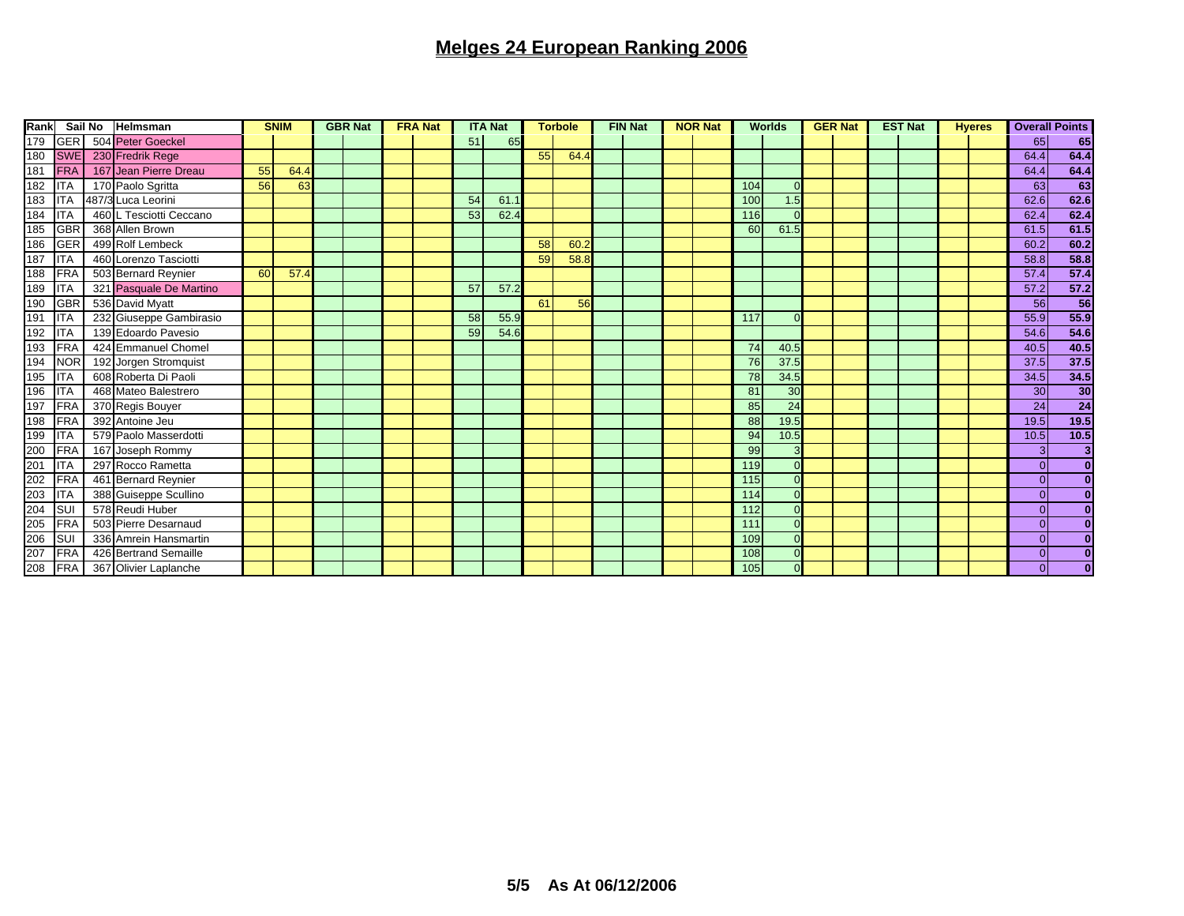# Melges 24 European Ranking 2006

| Rank | Sail No | | Helmsman | SNIM | | GBR Nat | | FRA Nat | | ITA Nat | | Torbole | | FIN Nat | | NOR Nat | | Worlds | | GER Nat | | EST Nat | | Hyeres | | Overall Points | |
|---|---|---|---|---|---|---|---|---|---|---|---|---|---|---|---|---|---|---|---|---|---|---|---|---|---|---|---|
| 179 | GER | 504 | Peter Goeckel | | | | | | | 51 | 65 | | | | | | | | | | | | | | | 65 | 65 |
| 180 | SWE | 230 | Fredrik Rege | | | | | | | | | 55 | 64.4 | | | | | | | | | | | | | 64.4 | 64.4 |
| 181 | FRA | 167 | Jean Pierre Dreau | 55 | 64.4 | | | | | | | | | | | | | | | | | | | | | 64.4 | 64.4 |
| 182 | ITA | 170 | Paolo Sgritta | 56 | 63 | | | | | | | | | | | | | 104 | 0 | | | | | | | 63 | 63 |
| 183 | ITA | 487/3 | Luca Leorini | | | | | | | 54 | 61.1 | | | | | | | 100 | 1.5 | | | | | | | 62.6 | 62.6 |
| 184 | ITA | 460 | L Tesciotti Ceccano | | | | | | | 53 | 62.4 | | | | | | | 116 | 0 | | | | | | | 62.4 | 62.4 |
| 185 | GBR | 368 | Allen Brown | | | | | | | | | | | | | | | 60 | 61.5 | | | | | | | 61.5 | 61.5 |
| 186 | GER | 499 | Rolf Lembeck | | | | | | | | | 58 | 60.2 | | | | | | | | | | | | | 60.2 | 60.2 |
| 187 | ITA | 460 | Lorenzo Tasciotti | | | | | | | | | 59 | 58.8 | | | | | | | | | | | | | 58.8 | 58.8 |
| 188 | FRA | 503 | Bernard Reynier | 60 | 57.4 | | | | | | | | | | | | | | | | | | | | | 57.4 | 57.4 |
| 189 | ITA | 321 | Pasquale De Martino | | | | | | | 57 | 57.2 | | | | | | | | | | | | | | | 57.2 | 57.2 |
| 190 | GBR | 536 | David Myatt | | | | | | | | | 61 | 56 | | | | | | | | | | | | | 56 | 56 |
| 191 | ITA | 232 | Giuseppe Gambirasio | | | | | | | 58 | 55.9 | | | | | | | 117 | 0 | | | | | | | 55.9 | 55.9 |
| 192 | ITA | 139 | Edoardo Pavesio | | | | | | | 59 | 54.6 | | | | | | | | | | | | | | | 54.6 | 54.6 |
| 193 | FRA | 424 | Emmanuel Chomel | | | | | | | | | | | | | | | 74 | 40.5 | | | | | | | 40.5 | 40.5 |
| 194 | NOR | 192 | Jorgen Stromquist | | | | | | | | | | | | | | | 76 | 37.5 | | | | | | | 37.5 | 37.5 |
| 195 | ITA | 608 | Roberta Di Paoli | | | | | | | | | | | | | | | 78 | 34.5 | | | | | | | 34.5 | 34.5 |
| 196 | ITA | 468 | Mateo Balestrero | | | | | | | | | | | | | | | 81 | 30 | | | | | | | 30 | 30 |
| 197 | FRA | 370 | Regis Bouyer | | | | | | | | | | | | | | | 85 | 24 | | | | | | | 24 | 24 |
| 198 | FRA | 392 | Antoine Jeu | | | | | | | | | | | | | | | 88 | 19.5 | | | | | | | 19.5 | 19.5 |
| 199 | ITA | 579 | Paolo Masserdotti | | | | | | | | | | | | | | | 94 | 10.5 | | | | | | | 10.5 | 10.5 |
| 200 | FRA | 167 | Joseph Rommy | | | | | | | | | | | | | | | 99 | 3 | | | | | | | 3 | 3 |
| 201 | ITA | 297 | Rocco Rametta | | | | | | | | | | | | | | | 119 | 0 | | | | | | | 0 | 0 |
| 202 | FRA | 461 | Bernard Reynier | | | | | | | | | | | | | | | 115 | 0 | | | | | | | 0 | 0 |
| 203 | ITA | 388 | Guiseppe Scullino | | | | | | | | | | | | | | | 114 | 0 | | | | | | | 0 | 0 |
| 204 | SUI | 578 | Reudi Huber | | | | | | | | | | | | | | | 112 | 0 | | | | | | | 0 | 0 |
| 205 | FRA | 503 | Pierre Desarnaud | | | | | | | | | | | | | | | 111 | 0 | | | | | | | 0 | 0 |
| 206 | SUI | 336 | Amrein Hansmartin | | | | | | | | | | | | | | | 109 | 0 | | | | | | | 0 | 0 |
| 207 | FRA | 426 | Bertrand Semaille | | | | | | | | | | | | | | | 108 | 0 | | | | | | | 0 | 0 |
| 208 | FRA | 367 | Olivier Laplanche | | | | | | | | | | | | | | | 105 | 0 | | | | | | | 0 | 0 |

**As At 06/12/2006**